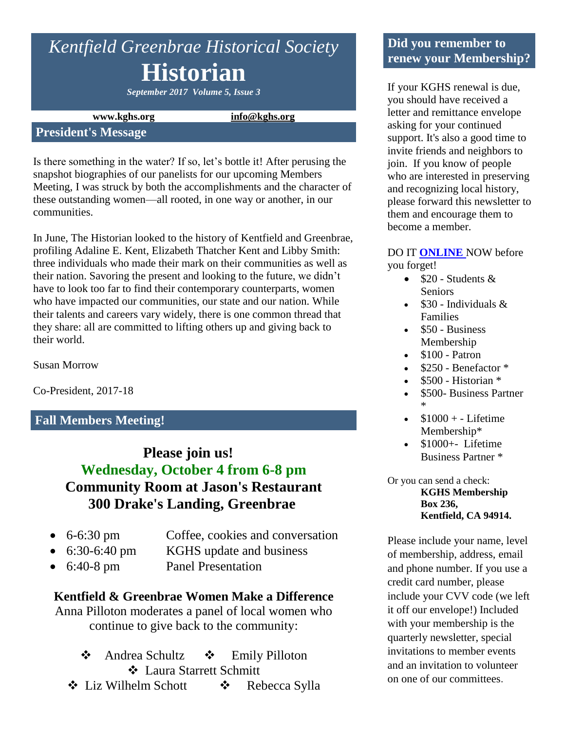# *Kentfield Greenbrae Historical Society*

# Historian

***September 2017 Volume 5, Issue 3***

**www.kghs.org** **info@kghs.org**

## President's Message

Is there something in the water? If so, let's bottle it! After perusing the snapshot biographies of our panelists for our upcoming Members Meeting, I was struck by both the accomplishments and the character of these outstanding women—all rooted, in one way or another, in our communities.

In June, The Historian looked to the history of Kentfield and Greenbrae, profiling Adaline E. Kent, Elizabeth Thatcher Kent and Libby Smith: three individuals who made their mark on their communities as well as their nation. Savoring the present and looking to the future, we didn't have to look too far to find their contemporary counterparts, women who have impacted our communities, our state and our nation. While their talents and careers vary widely, there is one common thread that they share: all are committed to lifting others up and giving back to their world.

Susan Morrow

Co-President, 2017-18

## Fall Members Meeting!

### Please join us!

### Wednesday, October 4 from 6-8 pm

### Community Room at Jason's Restaurant

### 300 Drake's Landing, Greenbrae

- 6-6:30 pm — Coffee, cookies and conversation
- 6:30-6:40 pm — KGHS update and business
- 6:40-8 pm — Panel Presentation

**Kentfield & Greenbrae Women Make a Difference**

Anna Pilloton moderates a panel of local women who continue to give back to the community:

❖ Andrea Schultz ❖ Emily Pilloton
❖ Laura Starrett Schmitt
❖ Liz Wilhelm Schott ❖ Rebecca Sylla

## Did you remember to renew your Membership?

If your KGHS renewal is due, you should have received a letter and remittance envelope asking for your continued support. It's also a good time to invite friends and neighbors to join. If you know of people who are interested in preserving and recognizing local history, please forward this newsletter to them and encourage them to become a member.

DO IT **ONLINE** NOW before you forget!

- $20 - Students & Seniors
- $30 - Individuals & Families
- $50 - Business Membership
- $100 - Patron
- $250 - Benefactor *
- $500 - Historian *
- $500- Business Partner *
- $1000 + - Lifetime Membership*
- $1000+- Lifetime Business Partner *

Or you can send a check:

**KGHS Membership**
**Box 236,**
**Kentfield, CA 94914.**

Please include your name, level of membership, address, email and phone number. If you use a credit card number, please include your CVV code (we left it off our envelope!) Included with your membership is the quarterly newsletter, special invitations to member events and an invitation to volunteer on one of our committees.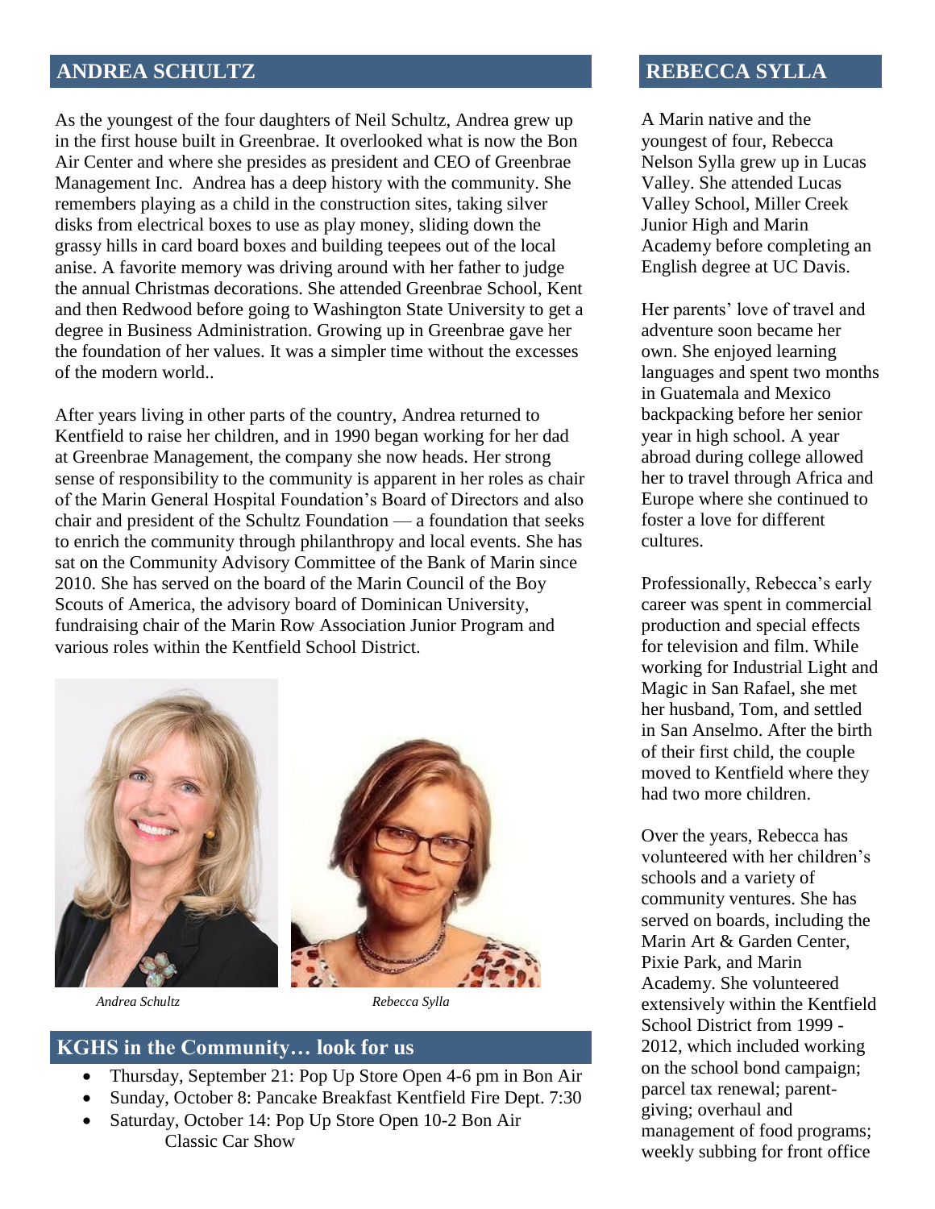## ANDREA SCHULTZ

As the youngest of the four daughters of Neil Schultz, Andrea grew up in the first house built in Greenbrae. It overlooked what is now the Bon Air Center and where she presides as president and CEO of Greenbrae Management Inc. Andrea has a deep history with the community. She remembers playing as a child in the construction sites, taking silver disks from electrical boxes to use as play money, sliding down the grassy hills in card board boxes and building teepees out of the local anise. A favorite memory was driving around with her father to judge the annual Christmas decorations. She attended Greenbrae School, Kent and then Redwood before going to Washington State University to get a degree in Business Administration. Growing up in Greenbrae gave her the foundation of her values. It was a simpler time without the excesses of the modern world..

After years living in other parts of the country, Andrea returned to Kentfield to raise her children, and in 1990 began working for her dad at Greenbrae Management, the company she now heads. Her strong sense of responsibility to the community is apparent in her roles as chair of the Marin General Hospital Foundation's Board of Directors and also chair and president of the Schultz Foundation — a foundation that seeks to enrich the community through philanthropy and local events. She has sat on the Community Advisory Committee of the Bank of Marin since 2010. She has served on the board of the Marin Council of the Boy Scouts of America, the advisory board of Dominican University, fundraising chair of the Marin Row Association Junior Program and various roles within the Kentfield School District.

*Andrea Schultz*

*Rebecca Sylla*

## KGHS in the Community… look for us

- Thursday, September 21: Pop Up Store Open 4-6 pm in Bon Air
- Sunday, October 8: Pancake Breakfast Kentfield Fire Dept. 7:30
- Saturday, October 14: Pop Up Store Open 10-2 Bon Air Classic Car Show

## REBECCA SYLLA

A Marin native and the youngest of four, Rebecca Nelson Sylla grew up in Lucas Valley. She attended Lucas Valley School, Miller Creek Junior High and Marin Academy before completing an English degree at UC Davis.

Her parents' love of travel and adventure soon became her own. She enjoyed learning languages and spent two months in Guatemala and Mexico backpacking before her senior year in high school. A year abroad during college allowed her to travel through Africa and Europe where she continued to foster a love for different cultures.

Professionally, Rebecca's early career was spent in commercial production and special effects for television and film. While working for Industrial Light and Magic in San Rafael, she met her husband, Tom, and settled in San Anselmo. After the birth of their first child, the couple moved to Kentfield where they had two more children.

Over the years, Rebecca has volunteered with her children's schools and a variety of community ventures. She has served on boards, including the Marin Art & Garden Center, Pixie Park, and Marin Academy. She volunteered extensively within the Kentfield School District from 1999 - 2012, which included working on the school bond campaign; parcel tax renewal; parent-giving; overhaul and management of food programs; weekly subbing for front office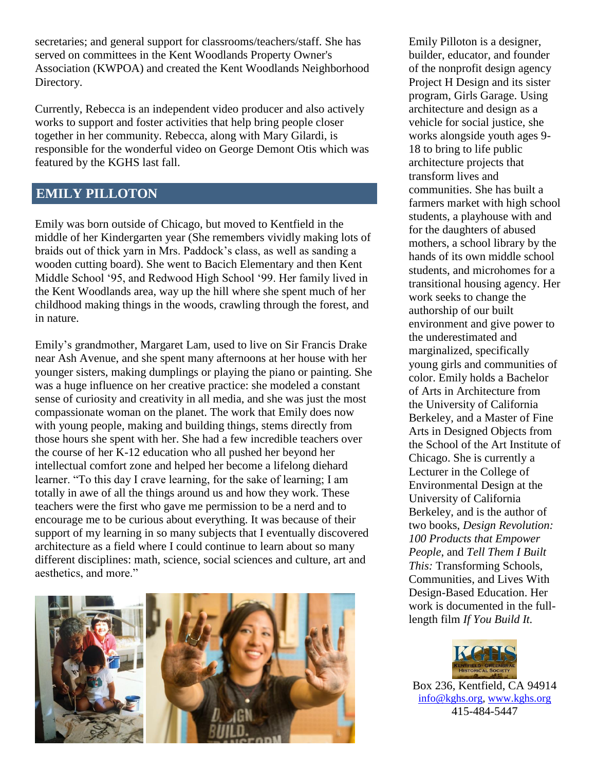secretaries; and general support for classrooms/teachers/staff. She has served on committees in the Kent Woodlands Property Owner's Association (KWPOA) and created the Kent Woodlands Neighborhood Directory.

Currently, Rebecca is an independent video producer and also actively works to support and foster activities that help bring people closer together in her community. Rebecca, along with Mary Gilardi, is responsible for the wonderful video on George Demont Otis which was featured by the KGHS last fall.

## EMILY PILLOTON

Emily was born outside of Chicago, but moved to Kentfield in the middle of her Kindergarten year (She remembers vividly making lots of braids out of thick yarn in Mrs. Paddock's class, as well as sanding a wooden cutting board). She went to Bacich Elementary and then Kent Middle School '95, and Redwood High School '99. Her family lived in the Kent Woodlands area, way up the hill where she spent much of her childhood making things in the woods, crawling through the forest, and in nature.

Emily's grandmother, Margaret Lam, used to live on Sir Francis Drake near Ash Avenue, and she spent many afternoons at her house with her younger sisters, making dumplings or playing the piano or painting. She was a huge influence on her creative practice: she modeled a constant sense of curiosity and creativity in all media, and she was just the most compassionate woman on the planet. The work that Emily does now with young people, making and building things, stems directly from those hours she spent with her. She had a few incredible teachers over the course of her K-12 education who all pushed her beyond her intellectual comfort zone and helped her become a lifelong diehard learner. "To this day I crave learning, for the sake of learning; I am totally in awe of all the things around us and how they work. These teachers were the first who gave me permission to be a nerd and to encourage me to be curious about everything. It was because of their support of my learning in so many subjects that I eventually discovered architecture as a field where I could continue to learn about so many different disciplines: math, science, social sciences and culture, art and aesthetics, and more."

Emily Pilloton is a designer, builder, educator, and founder of the nonprofit design agency Project H Design and its sister program, Girls Garage. Using architecture and design as a vehicle for social justice, she works alongside youth ages 9-18 to bring to life public architecture projects that transform lives and communities. She has built a farmers market with high school students, a playhouse with and for the daughters of abused mothers, a school library by the hands of its own middle school students, and microhomes for a transitional housing agency. Her work seeks to change the authorship of our built environment and give power to the underestimated and marginalized, specifically young girls and communities of color. Emily holds a Bachelor of Arts in Architecture from the University of California Berkeley, and a Master of Fine Arts in Designed Objects from the School of the Art Institute of Chicago. She is currently a Lecturer in the College of Environmental Design at the University of California Berkeley, and is the author of two books, *Design Revolution: 100 Products that Empower People*, and *Tell Them I Built This:* Transforming Schools, Communities, and Lives With Design-Based Education. Her work is documented in the full-length film *If You Build It.*

KGHS
KENTFIELD · GREENBRAE HISTORICAL SOCIETY

Box 236, Kentfield, CA 94914
info@kghs.org, www.kghs.org
415-484-5447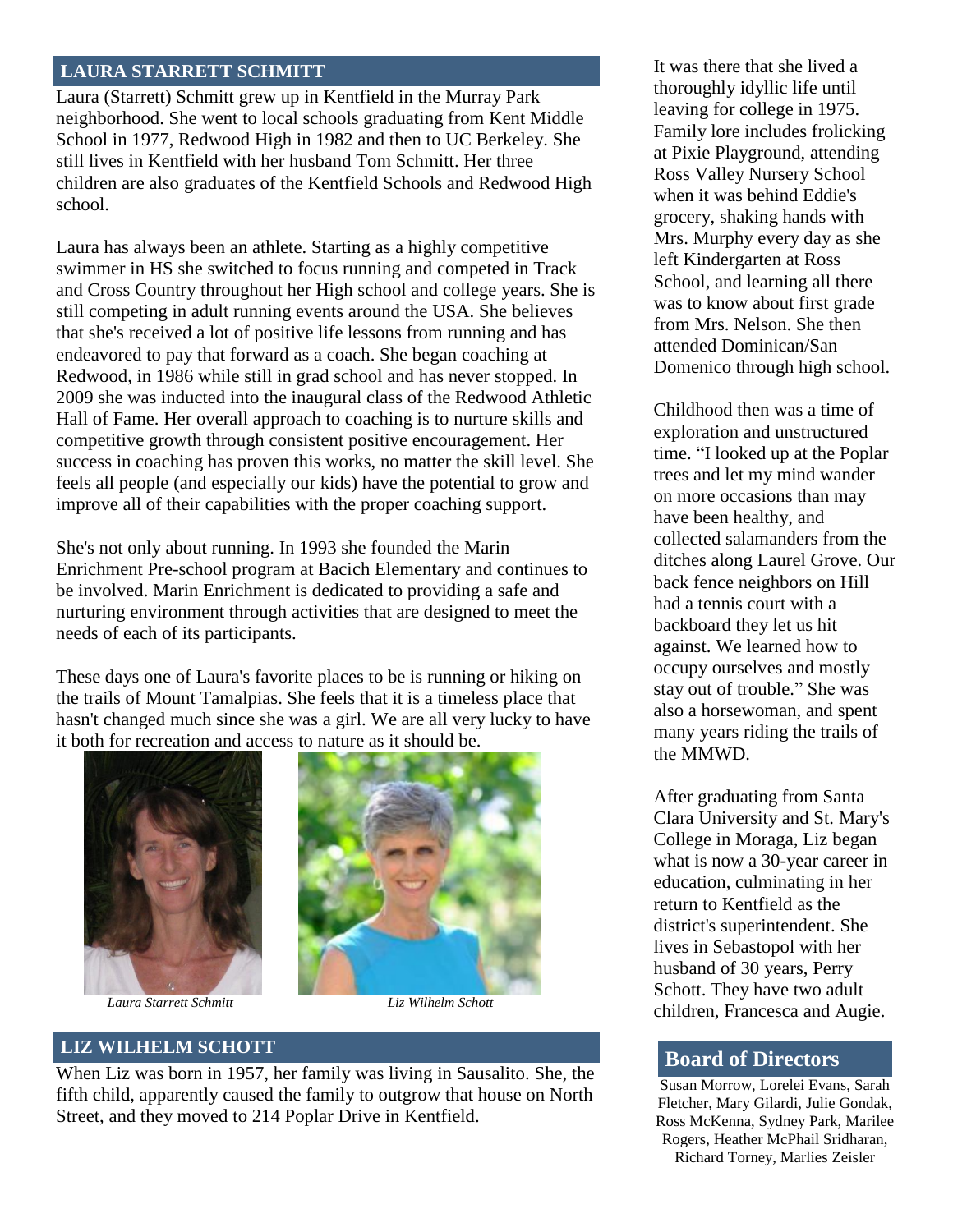## LAURA STARRETT SCHMITT

Laura (Starrett) Schmitt grew up in Kentfield in the Murray Park neighborhood. She went to local schools graduating from Kent Middle School in 1977, Redwood High in 1982 and then to UC Berkeley. She still lives in Kentfield with her husband Tom Schmitt. Her three children are also graduates of the Kentfield Schools and Redwood High school.

Laura has always been an athlete. Starting as a highly competitive swimmer in HS she switched to focus running and competed in Track and Cross Country throughout her High school and college years. She is still competing in adult running events around the USA. She believes that she's received a lot of positive life lessons from running and has endeavored to pay that forward as a coach. She began coaching at Redwood, in 1986 while still in grad school and has never stopped. In 2009 she was inducted into the inaugural class of the Redwood Athletic Hall of Fame. Her overall approach to coaching is to nurture skills and competitive growth through consistent positive encouragement. Her success in coaching has proven this works, no matter the skill level. She feels all people (and especially our kids) have the potential to grow and improve all of their capabilities with the proper coaching support.

She's not only about running. In 1993 she founded the Marin Enrichment Pre-school program at Bacich Elementary and continues to be involved. Marin Enrichment is dedicated to providing a safe and nurturing environment through activities that are designed to meet the needs of each of its participants.

These days one of Laura's favorite places to be is running or hiking on the trails of Mount Tamalpias. She feels that it is a timeless place that hasn't changed much since she was a girl. We are all very lucky to have it both for recreation and access to nature as it should be.

*Laura Starrett Schmitt*

*Liz Wilhelm Schott*

## LIZ WILHELM SCHOTT

When Liz was born in 1957, her family was living in Sausalito. She, the fifth child, apparently caused the family to outgrow that house on North Street, and they moved to 214 Poplar Drive in Kentfield.

It was there that she lived a thoroughly idyllic life until leaving for college in 1975. Family lore includes frolicking at Pixie Playground, attending Ross Valley Nursery School when it was behind Eddie's grocery, shaking hands with Mrs. Murphy every day as she left Kindergarten at Ross School, and learning all there was to know about first grade from Mrs. Nelson. She then attended Dominican/San Domenico through high school.

Childhood then was a time of exploration and unstructured time. "I looked up at the Poplar trees and let my mind wander on more occasions than may have been healthy, and collected salamanders from the ditches along Laurel Grove. Our back fence neighbors on Hill had a tennis court with a backboard they let us hit against. We learned how to occupy ourselves and mostly stay out of trouble." She was also a horsewoman, and spent many years riding the trails of the MMWD.

After graduating from Santa Clara University and St. Mary's College in Moraga, Liz began what is now a 30-year career in education, culminating in her return to Kentfield as the district's superintendent. She lives in Sebastopol with her husband of 30 years, Perry Schott. They have two adult children, Francesca and Augie.

## Board of Directors

Susan Morrow, Lorelei Evans, Sarah Fletcher, Mary Gilardi, Julie Gondak, Ross McKenna, Sydney Park, Marilee Rogers, Heather McPhail Sridharan, Richard Torney, Marlies Zeisler